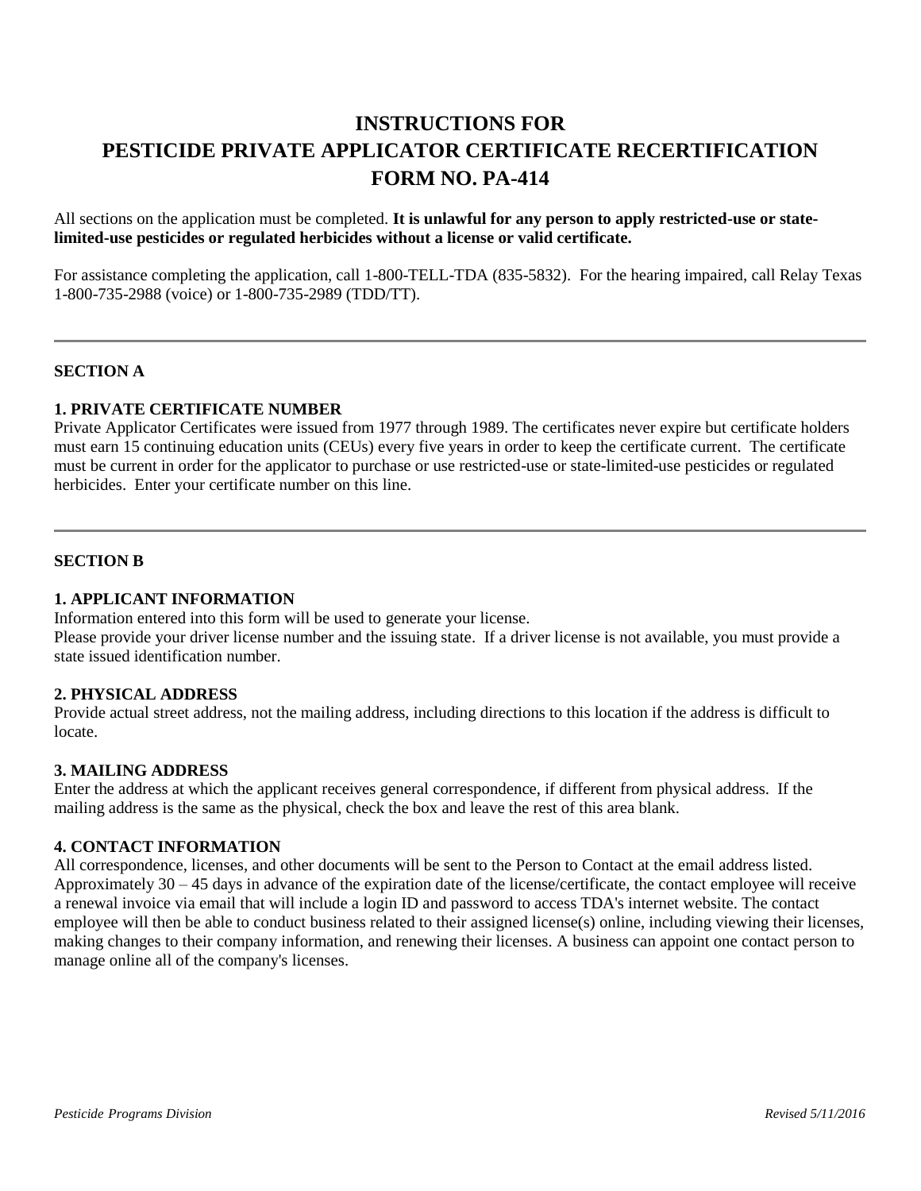# INSTRUCTIONS FOR PESTICIDE PRIVATE APPLICATOR CERTIFICATE RECERTIFICATION FORM NO. PA-414

All sections on the application must be completed. **It is unlawful for any person to apply restricted-use or state-limited-use pesticides or regulated herbicides without a license or valid certificate.**

For assistance completing the application, call 1-800-TELL-TDA (835-5832). For the hearing impaired, call Relay Texas 1-800-735-2988 (voice) or 1-800-735-2989 (TDD/TT).

---

## SECTION A

### 1. PRIVATE CERTIFICATE NUMBER

Private Applicator Certificates were issued from 1977 through 1989. The certificates never expire but certificate holders must earn 15 continuing education units (CEUs) every five years in order to keep the certificate current. The certificate must be current in order for the applicator to purchase or use restricted-use or state-limited-use pesticides or regulated herbicides. Enter your certificate number on this line.

---

## SECTION B

### 1. APPLICANT INFORMATION

Information entered into this form will be used to generate your license.
Please provide your driver license number and the issuing state. If a driver license is not available, you must provide a state issued identification number.

### 2. PHYSICAL ADDRESS

Provide actual street address, not the mailing address, including directions to this location if the address is difficult to locate.

### 3. MAILING ADDRESS

Enter the address at which the applicant receives general correspondence, if different from physical address. If the mailing address is the same as the physical, check the box and leave the rest of this area blank.

### 4. CONTACT INFORMATION

All correspondence, licenses, and other documents will be sent to the Person to Contact at the email address listed. Approximately 30 – 45 days in advance of the expiration date of the license/certificate, the contact employee will receive a renewal invoice via email that will include a login ID and password to access TDA's internet website. The contact employee will then be able to conduct business related to their assigned license(s) online, including viewing their licenses, making changes to their company information, and renewing their licenses. A business can appoint one contact person to manage online all of the company's licenses.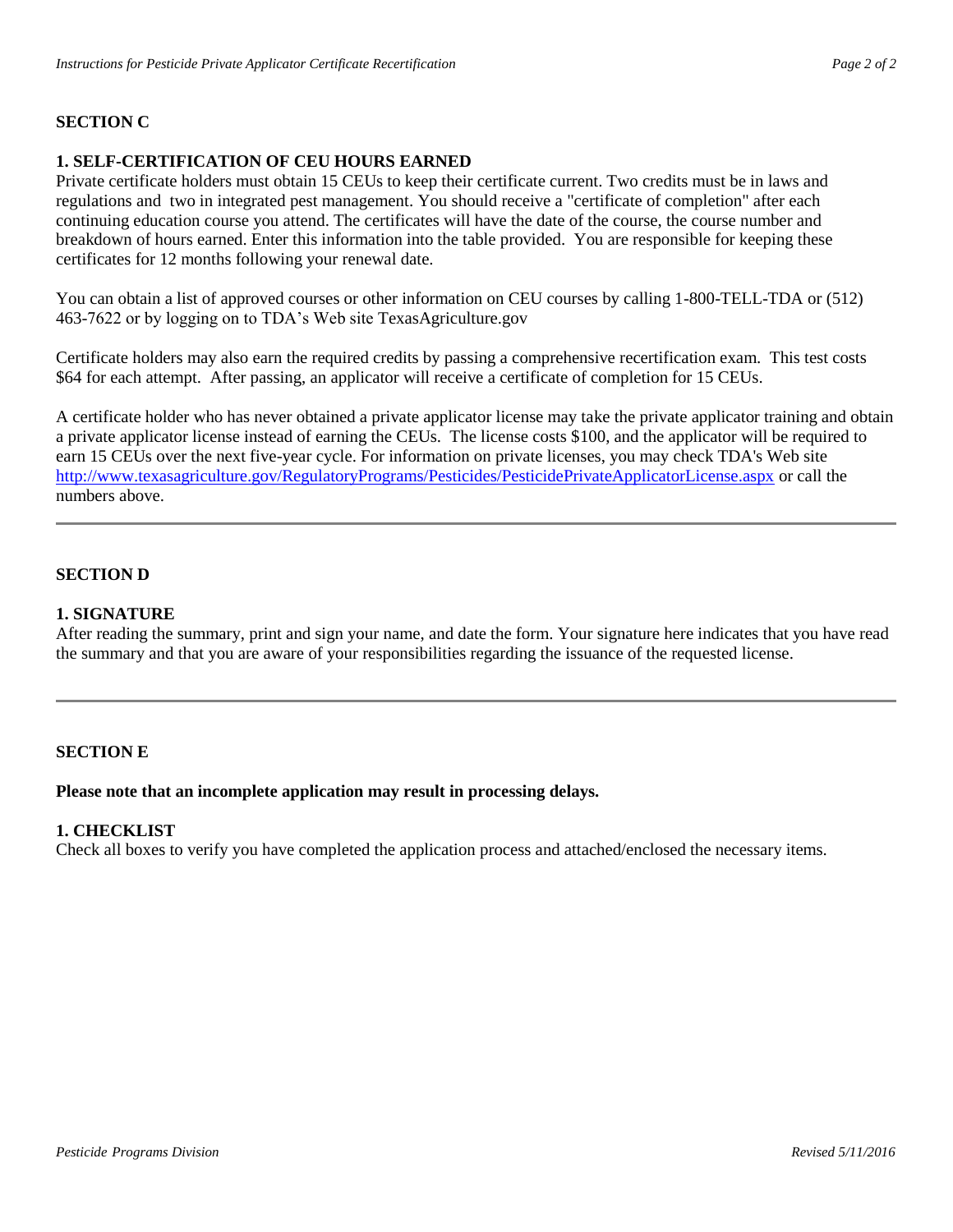## SECTION C

### 1. SELF-CERTIFICATION OF CEU HOURS EARNED

Private certificate holders must obtain 15 CEUs to keep their certificate current. Two credits must be in laws and regulations and two in integrated pest management. You should receive a "certificate of completion" after each continuing education course you attend. The certificates will have the date of the course, the course number and breakdown of hours earned. Enter this information into the table provided. You are responsible for keeping these certificates for 12 months following your renewal date.

You can obtain a list of approved courses or other information on CEU courses by calling 1-800-TELL-TDA or (512) 463-7622 or by logging on to TDA's Web site TexasAgriculture.gov

Certificate holders may also earn the required credits by passing a comprehensive recertification exam. This test costs $64 for each attempt. After passing, an applicator will receive a certificate of completion for 15 CEUs.

A certificate holder who has never obtained a private applicator license may take the private applicator training and obtain a private applicator license instead of earning the CEUs. The license costs $100, and the applicator will be required to earn 15 CEUs over the next five-year cycle. For information on private licenses, you may check TDA's Web site http://www.texasagriculture.gov/RegulatoryPrograms/Pesticides/PesticidePrivateApplicatorLicense.aspx or call the numbers above.

---

## SECTION D

### 1. SIGNATURE

After reading the summary, print and sign your name, and date the form. Your signature here indicates that you have read the summary and that you are aware of your responsibilities regarding the issuance of the requested license.

---

## SECTION E

**Please note that an incomplete application may result in processing delays.**

### 1. CHECKLIST

Check all boxes to verify you have completed the application process and attached/enclosed the necessary items.